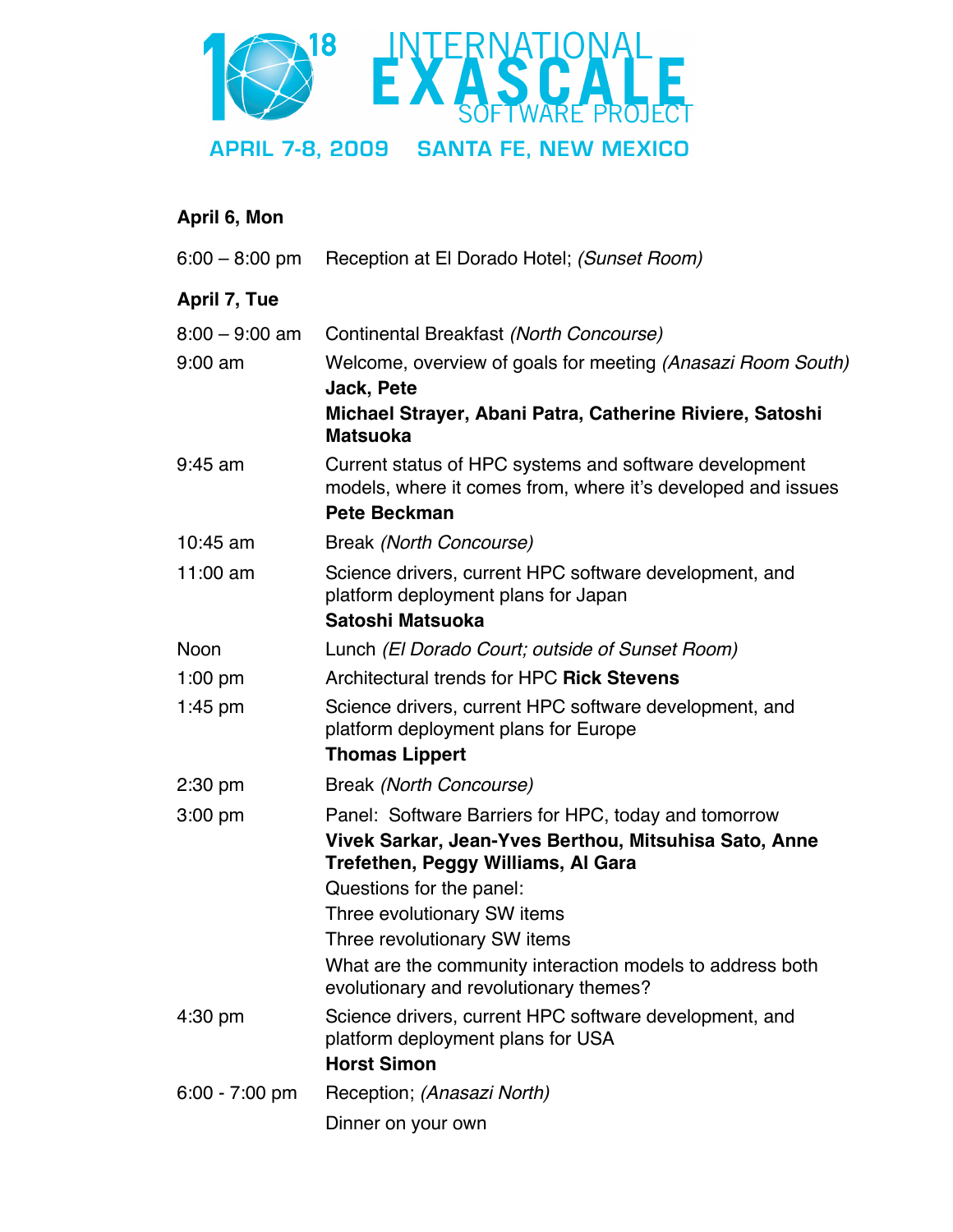# $10^{18}$ INTERNATIONAL EXASCALE SOFTWARE PROJECT

**APRIL 7-8, 2009 SANTA FE, NEW MEXICO**

## April 6, Mon

| | |
|---|---|
| 6:00 – 8:00 pm | Reception at El Dorado Hotel; *(Sunset Room)* |

## April 7, Tue

| | |
|---|---|
| 8:00 – 9:00 am | Continental Breakfast *(North Concourse)* |
| 9:00 am | Welcome, overview of goals for meeting *(Anasazi Room South)*<br>**Jack, Pete**<br>**Michael Strayer, Abani Patra, Catherine Riviere, Satoshi Matsuoka** |
| 9:45 am | Current status of HPC systems and software development models, where it comes from, where it's developed and issues<br>**Pete Beckman** |
| 10:45 am | Break *(North Concourse)* |
| 11:00 am | Science drivers, current HPC software development, and platform deployment plans for Japan<br>**Satoshi Matsuoka** |
| Noon | Lunch *(El Dorado Court; outside of Sunset Room)* |
| 1:00 pm | Architectural trends for HPC **Rick Stevens** |
| 1:45 pm | Science drivers, current HPC software development, and platform deployment plans for Europe<br>**Thomas Lippert** |
| 2:30 pm | Break *(North Concourse)* |
| 3:00 pm | Panel: Software Barriers for HPC, today and tomorrow<br>**Vivek Sarkar, Jean-Yves Berthou, Mitsuhisa Sato, Anne Trefethen, Peggy Williams, Al Gara**<br>Questions for the panel:<br>Three evolutionary SW items<br>Three revolutionary SW items<br>What are the community interaction models to address both evolutionary and revolutionary themes? |
| 4:30 pm | Science drivers, current HPC software development, and platform deployment plans for USA<br>**Horst Simon** |
| 6:00 - 7:00 pm | Reception; *(Anasazi North)*<br>Dinner on your own |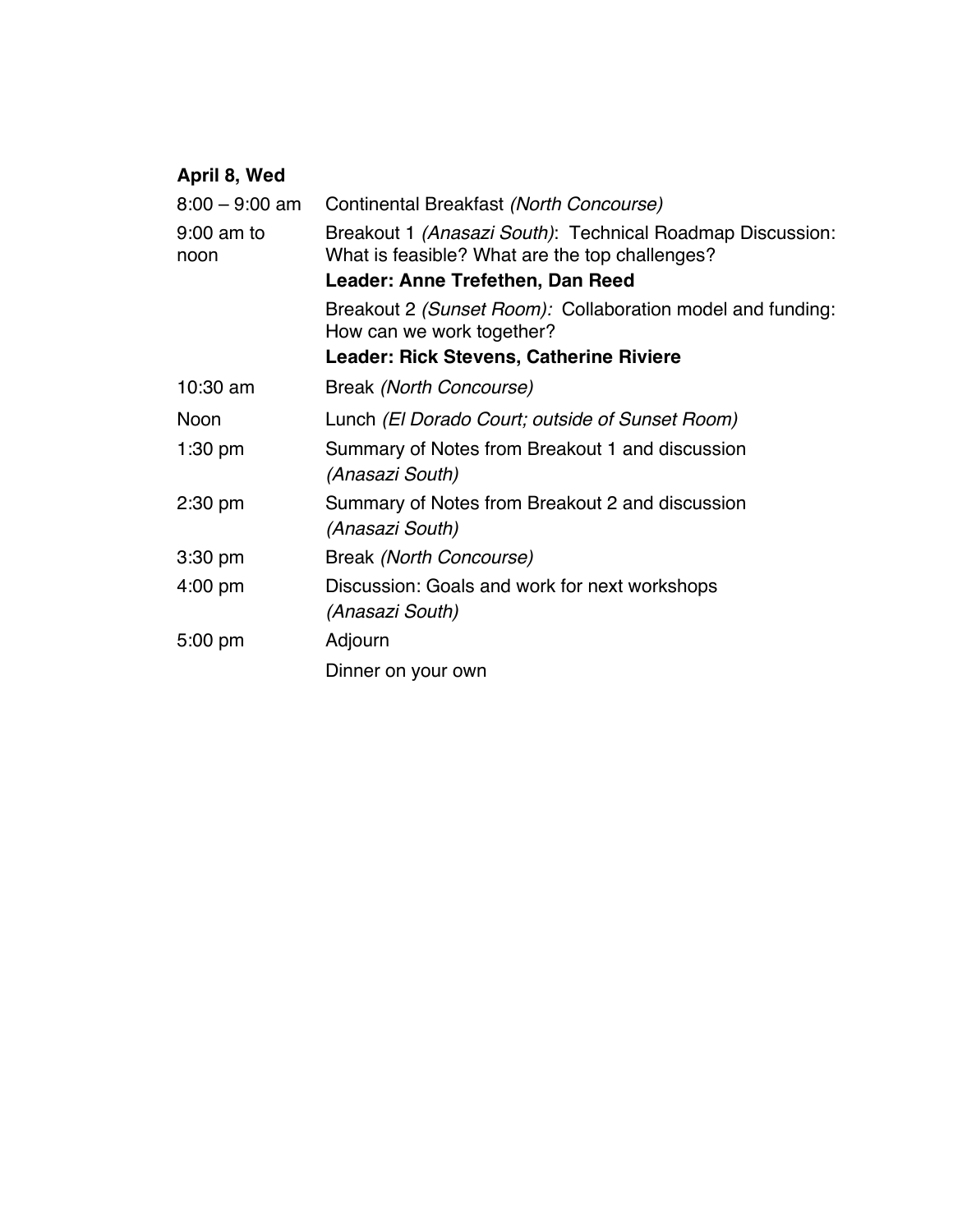**April 8, Wed**

| | |
|---|---|
| 8:00 – 9:00 am | Continental Breakfast *(North Concourse)* |
| 9:00 am to noon | Breakout 1 *(Anasazi South)*: Technical Roadmap Discussion: What is feasible? What are the top challenges? **Leader: Anne Trefethen, Dan Reed** |
| | Breakout 2 *(Sunset Room):* Collaboration model and funding: How can we work together? **Leader: Rick Stevens, Catherine Riviere** |
| 10:30 am | Break *(North Concourse)* |
| Noon | Lunch *(El Dorado Court; outside of Sunset Room)* |
| 1:30 pm | Summary of Notes from Breakout 1 and discussion *(Anasazi South)* |
| 2:30 pm | Summary of Notes from Breakout 2 and discussion *(Anasazi South)* |
| 3:30 pm | Break *(North Concourse)* |
| 4:00 pm | Discussion: Goals and work for next workshops *(Anasazi South)* |
| 5:00 pm | Adjourn |
| | Dinner on your own |